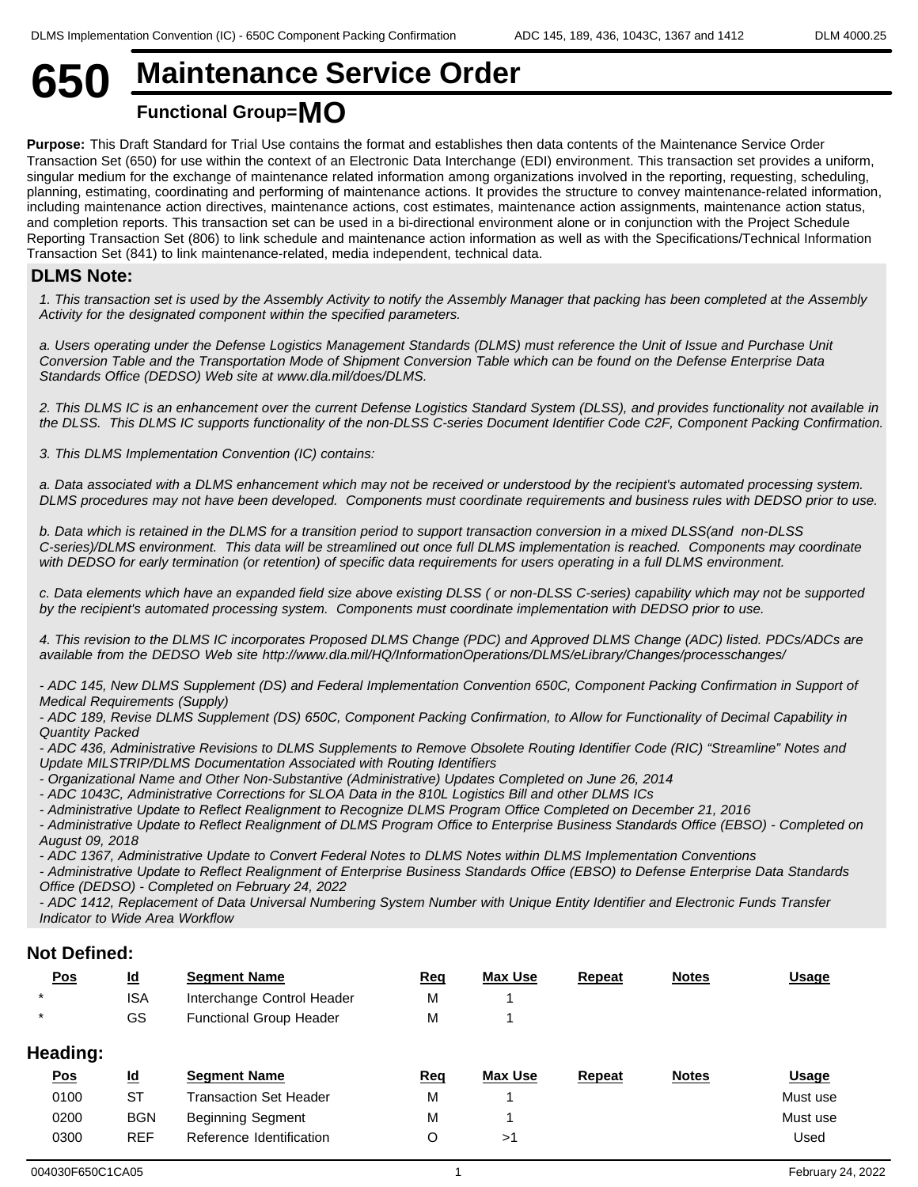# 650 Maintenance Service Order

## Functional Group=MO

**Purpose:** This Draft Standard for Trial Use contains the format and establishes then data contents of the Maintenance Service Order Transaction Set (650) for use within the context of an Electronic Data Interchange (EDI) environment. This transaction set provides a uniform, singular medium for the exchange of maintenance related information among organizations involved in the reporting, requesting, scheduling, planning, estimating, coordinating and performing of maintenance actions. It provides the structure to convey maintenance-related information, including maintenance action directives, maintenance actions, cost estimates, maintenance action assignments, maintenance action status, and completion reports. This transaction set can be used in a bi-directional environment alone or in conjunction with the Project Schedule Reporting Transaction Set (806) to link schedule and maintenance action information as well as with the Specifications/Technical Information Transaction Set (841) to link maintenance-related, media independent, technical data.

### DLMS Note:

*1. This transaction set is used by the Assembly Activity to notify the Assembly Manager that packing has been completed at the Assembly Activity for the designated component within the specified parameters.*

*a. Users operating under the Defense Logistics Management Standards (DLMS) must reference the Unit of Issue and Purchase Unit Conversion Table and the Transportation Mode of Shipment Conversion Table which can be found on the Defense Enterprise Data Standards Office (DEDSO) Web site at www.dla.mil/does/DLMS.*

*2. This DLMS IC is an enhancement over the current Defense Logistics Standard System (DLSS), and provides functionality not available in the DLSS. This DLMS IC supports functionality of the non-DLSS C-series Document Identifier Code C2F, Component Packing Confirmation.*

*3. This DLMS Implementation Convention (IC) contains:*

*a. Data associated with a DLMS enhancement which may not be received or understood by the recipient's automated processing system. DLMS procedures may not have been developed. Components must coordinate requirements and business rules with DEDSO prior to use.*

*b. Data which is retained in the DLMS for a transition period to support transaction conversion in a mixed DLSS(and non-DLSS C-series)/DLMS environment. This data will be streamlined out once full DLMS implementation is reached. Components may coordinate with DEDSO for early termination (or retention) of specific data requirements for users operating in a full DLMS environment.*

*c. Data elements which have an expanded field size above existing DLSS ( or non-DLSS C-series) capability which may not be supported by the recipient's automated processing system. Components must coordinate implementation with DEDSO prior to use.*

*4. This revision to the DLMS IC incorporates Proposed DLMS Change (PDC) and Approved DLMS Change (ADC) listed. PDCs/ADCs are available from the DEDSO Web site http://www.dla.mil/HQ/InformationOperations/DLMS/eLibrary/Changes/processchanges/*

*- ADC 145, New DLMS Supplement (DS) and Federal Implementation Convention 650C, Component Packing Confirmation in Support of Medical Requirements (Supply)*
*- ADC 189, Revise DLMS Supplement (DS) 650C, Component Packing Confirmation, to Allow for Functionality of Decimal Capability in Quantity Packed*
*- ADC 436, Administrative Revisions to DLMS Supplements to Remove Obsolete Routing Identifier Code (RIC) "Streamline" Notes and Update MILSTRIP/DLMS Documentation Associated with Routing Identifiers*
*- Organizational Name and Other Non-Substantive (Administrative) Updates Completed on June 26, 2014*
*- ADC 1043C, Administrative Corrections for SLOA Data in the 810L Logistics Bill and other DLMS ICs*
*- Administrative Update to Reflect Realignment to Recognize DLMS Program Office Completed on December 21, 2016*
*- Administrative Update to Reflect Realignment of DLMS Program Office to Enterprise Business Standards Office (EBSO) - Completed on August 09, 2018*
*- ADC 1367, Administrative Update to Convert Federal Notes to DLMS Notes within DLMS Implementation Conventions*
*- Administrative Update to Reflect Realignment of Enterprise Business Standards Office (EBSO) to Defense Enterprise Data Standards Office (DEDSO) - Completed on February 24, 2022*
*- ADC 1412, Replacement of Data Universal Numbering System Number with Unique Entity Identifier and Electronic Funds Transfer Indicator to Wide Area Workflow*

### Not Defined:

| Pos | Id | Segment Name | Req | Max Use | Repeat | Notes | Usage |
|---|---|---|---|---|---|---|---|
| * | ISA | Interchange Control Header | M | 1 | | | |
| * | GS | Functional Group Header | M | 1 | | | |

### Heading:

| Pos | Id | Segment Name | Req | Max Use | Repeat | Notes | Usage |
|---|---|---|---|---|---|---|---|
| 0100 | ST | Transaction Set Header | M | 1 | | | Must use |
| 0200 | BGN | Beginning Segment | M | 1 | | | Must use |
| 0300 | REF | Reference Identification | O | >1 | | | Used |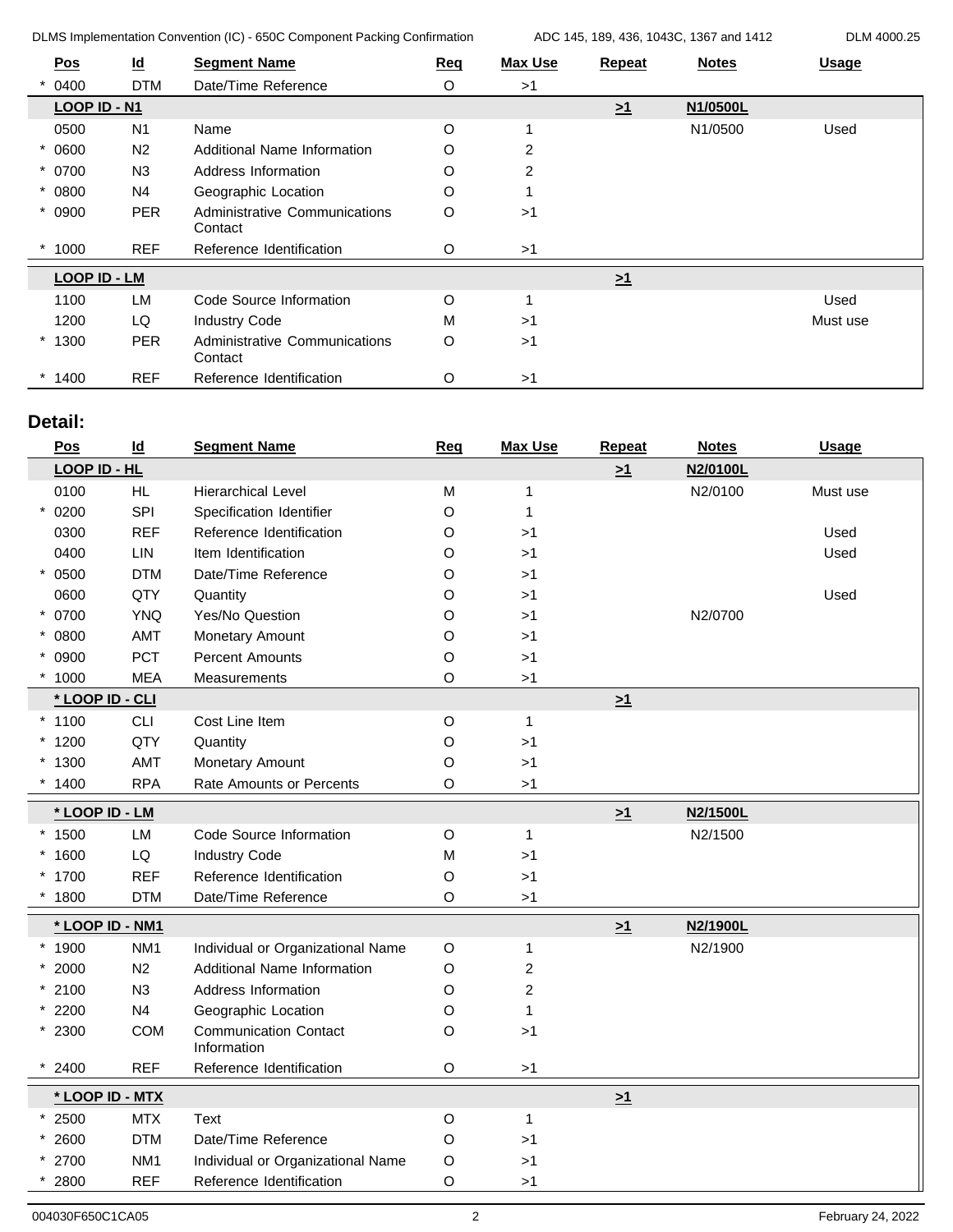| Pos | Id | Segment Name | Req | Max Use | Repeat | Notes | Usage |
|---|---|---|---|---|---|---|---|
| * 0400 | DTM | Date/Time Reference | O | >1 | | | |
| **LOOP ID - N1** | | | | | >1 | N1/0500L | |
| 0500 | N1 | Name | O | 1 | | N1/0500 | Used |
| * 0600 | N2 | Additional Name Information | O | 2 | | | |
| * 0700 | N3 | Address Information | O | 2 | | | |
| * 0800 | N4 | Geographic Location | O | 1 | | | |
| * 0900 | PER | Administrative Communications Contact | O | >1 | | | |
| * 1000 | REF | Reference Identification | O | >1 | | | |
| **LOOP ID - LM** | | | | | >1 | | |
| 1100 | LM | Code Source Information | O | 1 | | | Used |
| 1200 | LQ | Industry Code | M | >1 | | | Must use |
| * 1300 | PER | Administrative Communications Contact | O | >1 | | | |
| * 1400 | REF | Reference Identification | O | >1 | | | |

## Detail:

| Pos | Id | Segment Name | Req | Max Use | Repeat | Notes | Usage |
|---|---|---|---|---|---|---|---|
| **LOOP ID - HL** | | | | | >1 | N2/0100L | |
| 0100 | HL | Hierarchical Level | M | 1 | | N2/0100 | Must use |
| * 0200 | SPI | Specification Identifier | O | 1 | | | |
| 0300 | REF | Reference Identification | O | >1 | | | Used |
| 0400 | LIN | Item Identification | O | >1 | | | Used |
| * 0500 | DTM | Date/Time Reference | O | >1 | | | |
| 0600 | QTY | Quantity | O | >1 | | | Used |
| * 0700 | YNQ | Yes/No Question | O | >1 | | N2/0700 | |
| * 0800 | AMT | Monetary Amount | O | >1 | | | |
| * 0900 | PCT | Percent Amounts | O | >1 | | | |
| * 1000 | MEA | Measurements | O | >1 | | | |
| **\* LOOP ID - CLI** | | | | | >1 | | |
| * 1100 | CLI | Cost Line Item | O | 1 | | | |
| * 1200 | QTY | Quantity | O | >1 | | | |
| * 1300 | AMT | Monetary Amount | O | >1 | | | |
| * 1400 | RPA | Rate Amounts or Percents | O | >1 | | | |
| **\* LOOP ID - LM** | | | | | >1 | N2/1500L | |
| * 1500 | LM | Code Source Information | O | 1 | | N2/1500 | |
| * 1600 | LQ | Industry Code | M | >1 | | | |
| * 1700 | REF | Reference Identification | O | >1 | | | |
| * 1800 | DTM | Date/Time Reference | O | >1 | | | |
| **\* LOOP ID - NM1** | | | | | >1 | N2/1900L | |
| * 1900 | NM1 | Individual or Organizational Name | O | 1 | | N2/1900 | |
| * 2000 | N2 | Additional Name Information | O | 2 | | | |
| * 2100 | N3 | Address Information | O | 2 | | | |
| * 2200 | N4 | Geographic Location | O | 1 | | | |
| * 2300 | COM | Communication Contact Information | O | >1 | | | |
| * 2400 | REF | Reference Identification | O | >1 | | | |
| **\* LOOP ID - MTX** | | | | | >1 | | |
| * 2500 | MTX | Text | O | 1 | | | |
| * 2600 | DTM | Date/Time Reference | O | >1 | | | |
| * 2700 | NM1 | Individual or Organizational Name | O | >1 | | | |
| * 2800 | REF | Reference Identification | O | >1 | | | |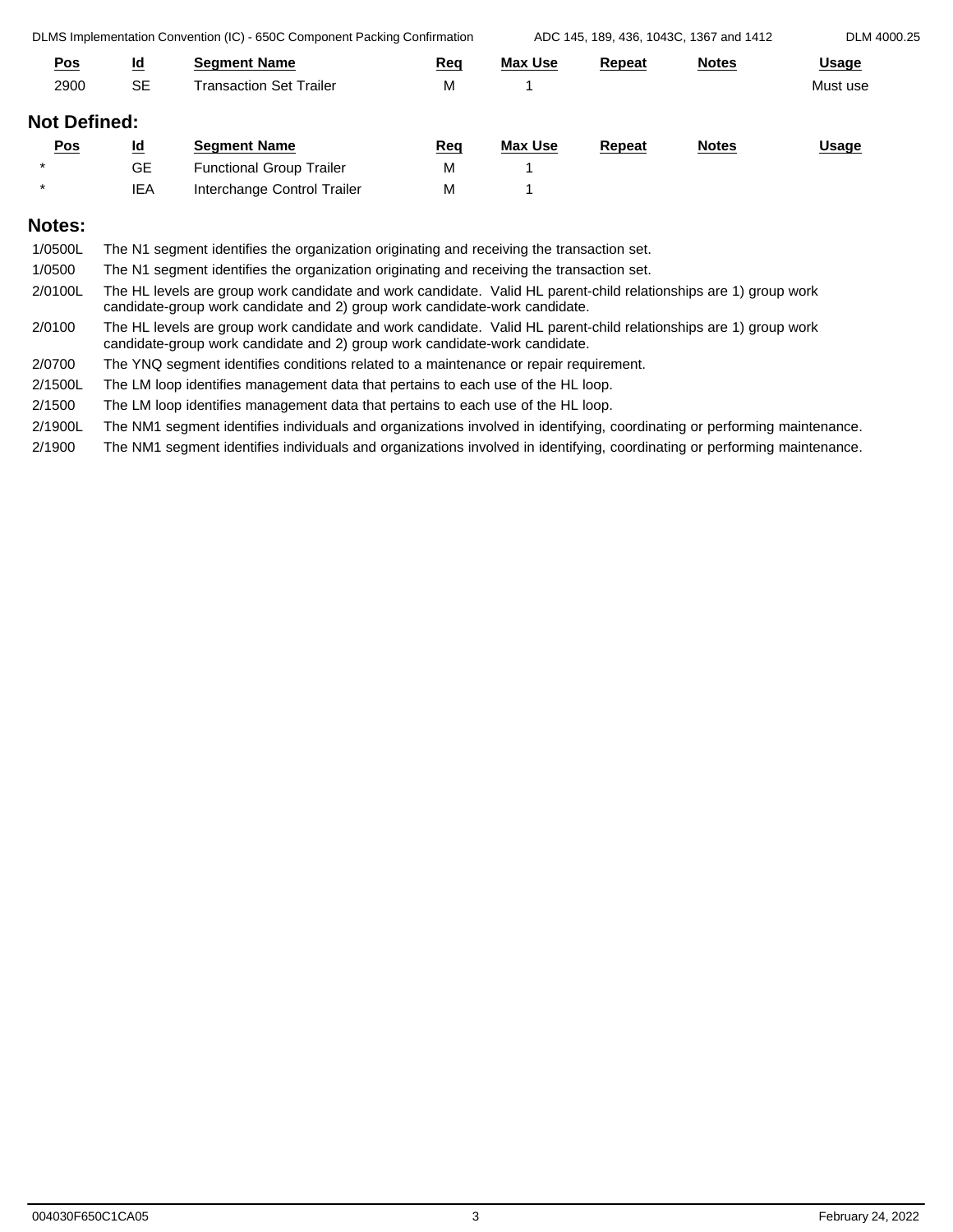| Pos | Id | Segment Name | Req | Max Use | Repeat | Notes | Usage |
|---|---|---|---|---|---|---|---|
| 2900 | SE | Transaction Set Trailer | M | 1 | | | Must use |

## Not Defined:

| Pos | Id | Segment Name | Req | Max Use | Repeat | Notes | Usage |
|---|---|---|---|---|---|---|---|
| * | GE | Functional Group Trailer | M | 1 | | | |
| * | IEA | Interchange Control Trailer | M | 1 | | | |

## Notes:

| | |
|---|---|
| 1/0500L | The N1 segment identifies the organization originating and receiving the transaction set. |
| 1/0500 | The N1 segment identifies the organization originating and receiving the transaction set. |
| 2/0100L | The HL levels are group work candidate and work candidate. Valid HL parent-child relationships are 1) group work candidate-group work candidate and 2) group work candidate-work candidate. |
| 2/0100 | The HL levels are group work candidate and work candidate. Valid HL parent-child relationships are 1) group work candidate-group work candidate and 2) group work candidate-work candidate. |
| 2/0700 | The YNQ segment identifies conditions related to a maintenance or repair requirement. |
| 2/1500L | The LM loop identifies management data that pertains to each use of the HL loop. |
| 2/1500 | The LM loop identifies management data that pertains to each use of the HL loop. |
| 2/1900L | The NM1 segment identifies individuals and organizations involved in identifying, coordinating or performing maintenance. |
| 2/1900 | The NM1 segment identifies individuals and organizations involved in identifying, coordinating or performing maintenance. |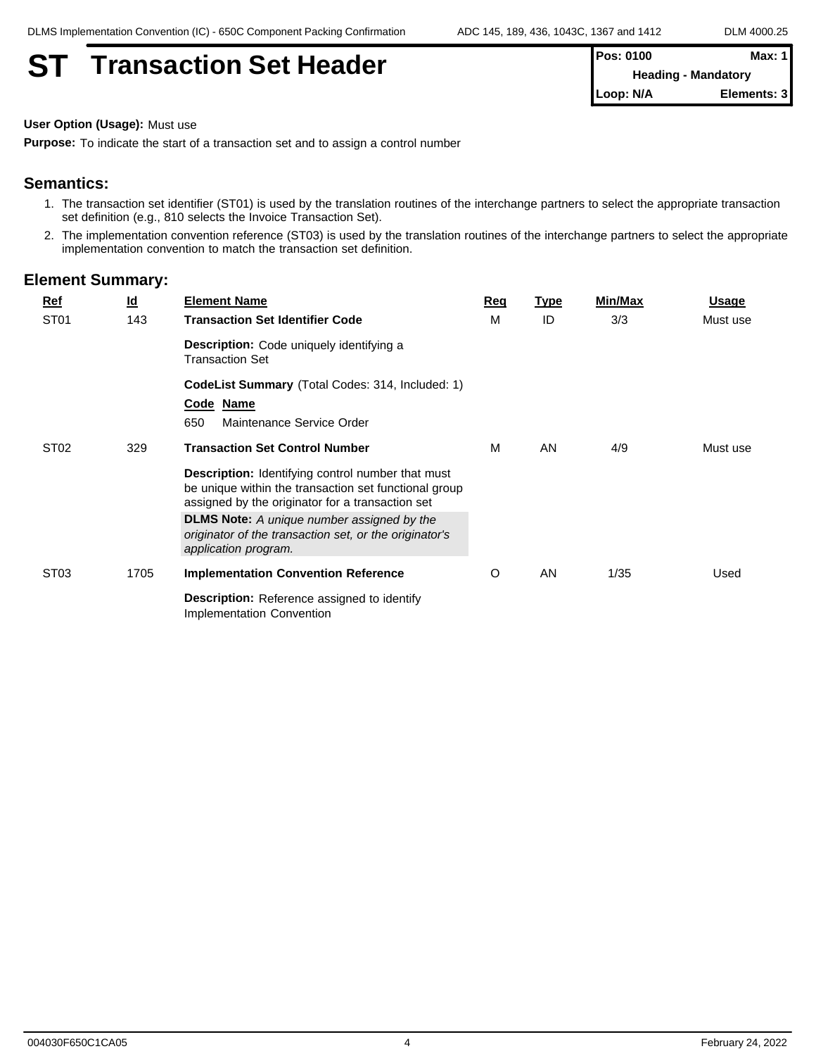# ST Transaction Set Header

| Pos: 0100 | Max: 1 |
|---|---|
| Heading - Mandatory | |
| Loop: N/A | Elements: 3 |

**User Option (Usage):** Must use

**Purpose:** To indicate the start of a transaction set and to assign a control number

## Semantics:

1. The transaction set identifier (ST01) is used by the translation routines of the interchange partners to select the appropriate transaction set definition (e.g., 810 selects the Invoice Transaction Set).
2. The implementation convention reference (ST03) is used by the translation routines of the interchange partners to select the appropriate implementation convention to match the transaction set definition.

## Element Summary:

| Ref | Id | Element Name | Req | Type | Min/Max | Usage |
|---|---|---|---|---|---|---|
| ST01 | 143 | **Transaction Set Identifier Code** | M | ID | 3/3 | Must use |
| | | **Description:** Code uniquely identifying a Transaction Set | | | | |
| | | **CodeList Summary** (Total Codes: 314, Included: 1) | | | | |
| | | **Code Name** | | | | |
| | | 650 Maintenance Service Order | | | | |
| ST02 | 329 | **Transaction Set Control Number** | M | AN | 4/9 | Must use |
| | | **Description:** Identifying control number that must be unique within the transaction set functional group assigned by the originator for a transaction set | | | | |
| | | **DLMS Note:** *A unique number assigned by the originator of the transaction set, or the originator's application program.* | | | | |
| ST03 | 1705 | **Implementation Convention Reference** | O | AN | 1/35 | Used |
| | | **Description:** Reference assigned to identify Implementation Convention | | | | |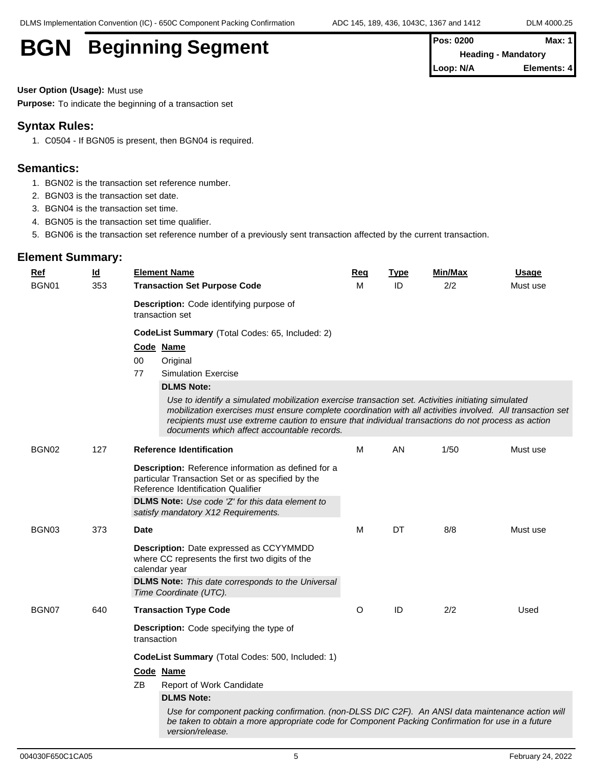# BGN Beginning Segment

| Pos: 0200 | Max: 1 |
|---|---|
| Heading - Mandatory | |
| Loop: N/A | Elements: 4 |

**User Option (Usage):** Must use

**Purpose:** To indicate the beginning of a transaction set

## Syntax Rules:

1. C0504 - If BGN05 is present, then BGN04 is required.

## Semantics:

1. BGN02 is the transaction set reference number.
2. BGN03 is the transaction set date.
3. BGN04 is the transaction set time.
4. BGN05 is the transaction set time qualifier.
5. BGN06 is the transaction set reference number of a previously sent transaction affected by the current transaction.

## Element Summary:

| Ref | Id | Element Name | Req | Type | Min/Max | Usage |
|---|---|---|---|---|---|---|
| BGN01 | 353 | **Transaction Set Purpose Code** | M | ID | 2/2 | Must use |
| BGN02 | 127 | **Reference Identification** | M | AN | 1/50 | Must use |
| BGN03 | 373 | **Date** | M | DT | 8/8 | Must use |
| BGN07 | 640 | **Transaction Type Code** | O | ID | 2/2 | Used |

### BGN01 - Transaction Set Purpose Code

**Description:** Code identifying purpose of transaction set

**CodeList Summary** (Total Codes: 65, Included: 2)

| Code | Name |
|---|---|
| 00 | Original |
| 77 | Simulation Exercise |

**DLMS Note:**

*Use to identify a simulated mobilization exercise transaction set. Activities initiating simulated mobilization exercises must ensure complete coordination with all activities involved. All transaction set recipients must use extreme caution to ensure that individual transactions do not process as action documents which affect accountable records.*

### BGN02 - Reference Identification

**Description:** Reference information as defined for a particular Transaction Set or as specified by the Reference Identification Qualifier

**DLMS Note:** *Use code 'Z' for this data element to satisfy mandatory X12 Requirements.*

### BGN03 - Date

**Description:** Date expressed as CCYYMMDD where CC represents the first two digits of the calendar year

**DLMS Note:** *This date corresponds to the Universal Time Coordinate (UTC).*

### BGN07 - Transaction Type Code

**Description:** Code specifying the type of transaction

**CodeList Summary** (Total Codes: 500, Included: 1)

| Code | Name |
|---|---|
| ZB | Report of Work Candidate |

**DLMS Note:**

*Use for component packing confirmation. (non-DLSS DIC C2F). An ANSI data maintenance action will be taken to obtain a more appropriate code for Component Packing Confirmation for use in a future version/release.*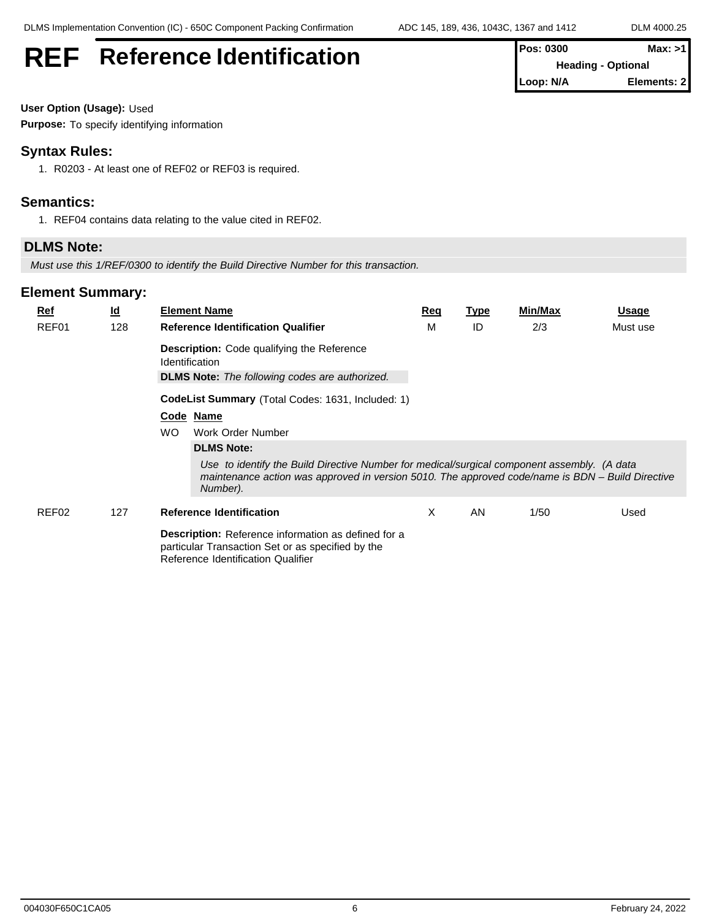# REF Reference Identification

| Pos: 0300 | Max: >1 |
|---|---|
| Heading - Optional | |
| Loop: N/A | Elements: 2 |

**User Option (Usage):** Used

**Purpose:** To specify identifying information

## Syntax Rules:

1. R0203 - At least one of REF02 or REF03 is required.

## Semantics:

1. REF04 contains data relating to the value cited in REF02.

## DLMS Note:

*Must use this 1/REF/0300 to identify the Build Directive Number for this transaction.*

## Element Summary:

| Ref | Id | Element Name | Req | Type | Min/Max | Usage |
|---|---|---|---|---|---|---|
| REF01 | 128 | **Reference Identification Qualifier** | M | ID | 2/3 | Must use |
| REF02 | 127 | **Reference Identification** | X | AN | 1/50 | Used |

**REF01**

**Description:** Code qualifying the Reference Identification

**DLMS Note:** *The following codes are authorized.*

**CodeList Summary** (Total Codes: 1631, Included: 1)

| Code | Name |
|---|---|
| WO | Work Order Number |

**DLMS Note:**

*Use to identify the Build Directive Number for medical/surgical component assembly. (A data maintenance action was approved in version 5010. The approved code/name is BDN – Build Directive Number).*

**REF02**

**Description:** Reference information as defined for a particular Transaction Set or as specified by the Reference Identification Qualifier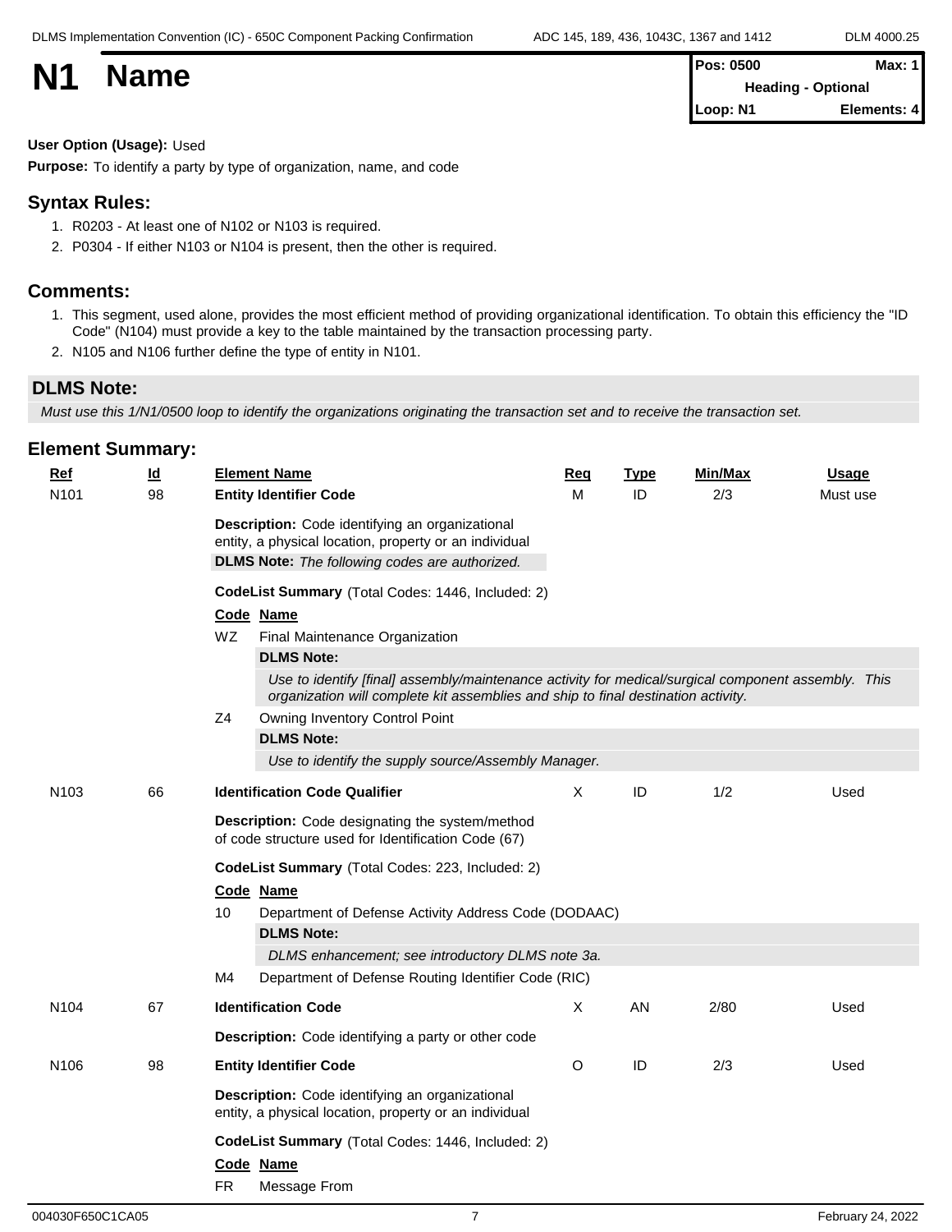# N1 Name

| Pos: 0500 | Max: 1 |
|---|---|
| Heading - Optional | |
| Loop: N1 | Elements: 4 |

**User Option (Usage):** Used

**Purpose:** To identify a party by type of organization, name, and code

## Syntax Rules:

1. R0203 - At least one of N102 or N103 is required.
2. P0304 - If either N103 or N104 is present, then the other is required.

## Comments:

1. This segment, used alone, provides the most efficient method of providing organizational identification. To obtain this efficiency the "ID Code" (N104) must provide a key to the table maintained by the transaction processing party.
2. N105 and N106 further define the type of entity in N101.

## DLMS Note:

*Must use this 1/N1/0500 loop to identify the organizations originating the transaction set and to receive the transaction set.*

## Element Summary:

| Ref | Id | Element Name | Req | Type | Min/Max | Usage |
|---|---|---|---|---|---|---|
| N101 | 98 | **Entity Identifier Code** | M | ID | 2/3 | Must use |

**Description:** Code identifying an organizational entity, a physical location, property or an individual

**DLMS Note:** *The following codes are authorized.*

**CodeList Summary** (Total Codes: 1446, Included: 2)

| Code | Name |
|---|---|
| WZ | Final Maintenance Organization |
| | **DLMS Note:** *Use to identify [final] assembly/maintenance activity for medical/surgical component assembly. This organization will complete kit assemblies and ship to final destination activity.* |
| Z4 | Owning Inventory Control Point |
| | **DLMS Note:** *Use to identify the supply source/Assembly Manager.* |

| Ref | Id | Element Name | Req | Type | Min/Max | Usage |
|---|---|---|---|---|---|---|
| N103 | 66 | **Identification Code Qualifier** | X | ID | 1/2 | Used |

**Description:** Code designating the system/method of code structure used for Identification Code (67)

**CodeList Summary** (Total Codes: 223, Included: 2)

| Code | Name |
|---|---|
| 10 | Department of Defense Activity Address Code (DODAAC) |
| | **DLMS Note:** *DLMS enhancement; see introductory DLMS note 3a.* |
| M4 | Department of Defense Routing Identifier Code (RIC) |

| Ref | Id | Element Name | Req | Type | Min/Max | Usage |
|---|---|---|---|---|---|---|
| N104 | 67 | **Identification Code** | X | AN | 2/80 | Used |

**Description:** Code identifying a party or other code

| Ref | Id | Element Name | Req | Type | Min/Max | Usage |
|---|---|---|---|---|---|---|
| N106 | 98 | **Entity Identifier Code** | O | ID | 2/3 | Used |

**Description:** Code identifying an organizational entity, a physical location, property or an individual

**CodeList Summary** (Total Codes: 1446, Included: 2)

| Code | Name |
|---|---|
| FR | Message From |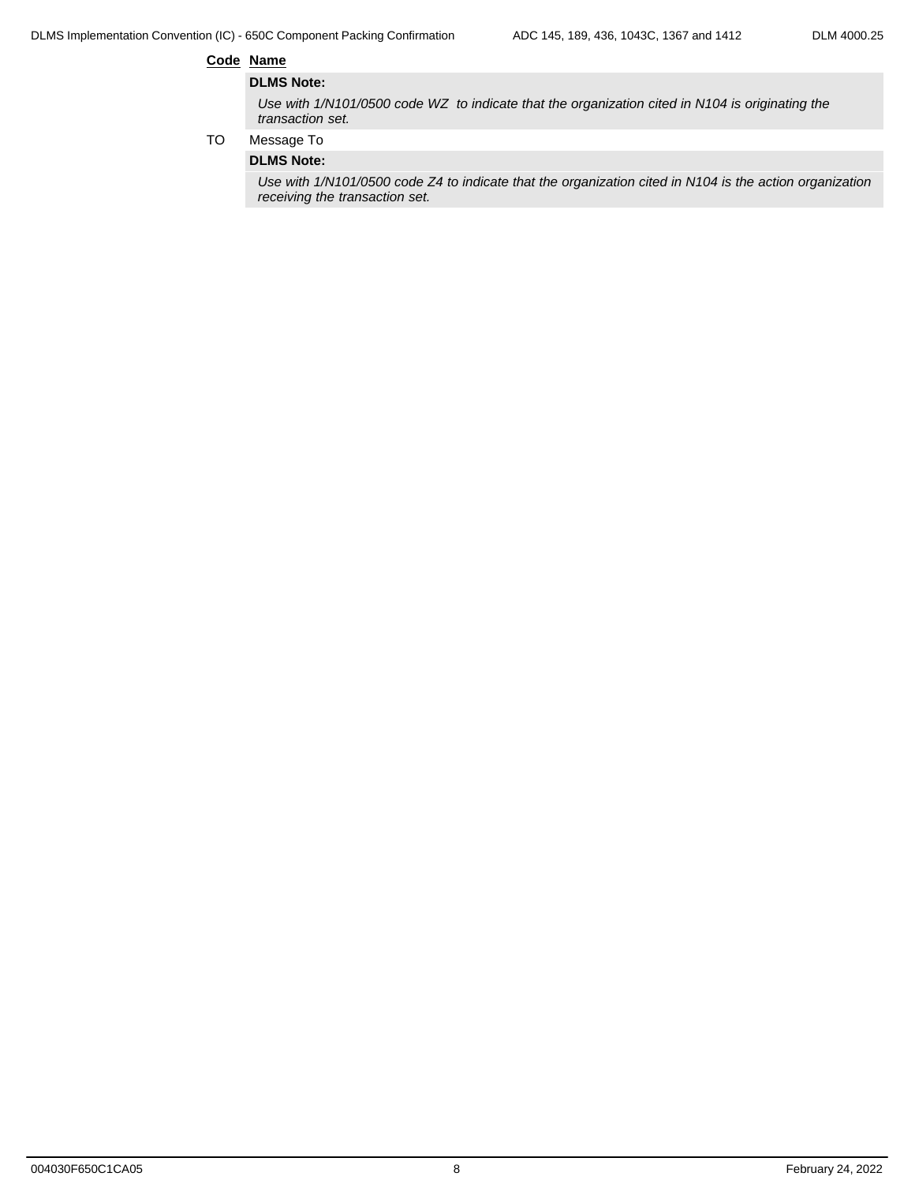**Code** **Name**

**DLMS Note:**

*Use with 1/N101/0500 code WZ to indicate that the organization cited in N104 is originating the transaction set.*

TO Message To

**DLMS Note:**

*Use with 1/N101/0500 code Z4 to indicate that the organization cited in N104 is the action organization receiving the transaction set.*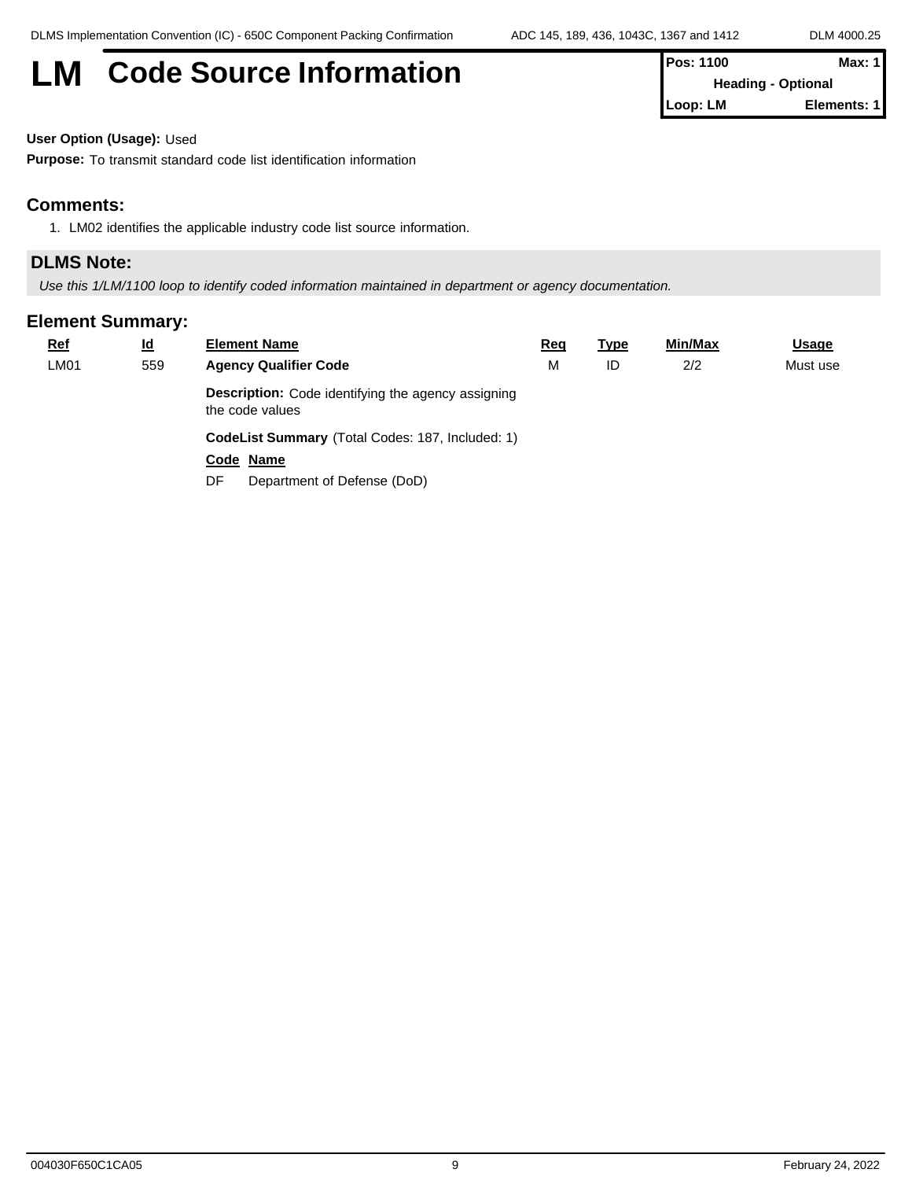# LM Code Source Information

| Pos: 1100 | Max: 1 |
| --- | --- |
| Heading - Optional | |
| Loop: LM | Elements: 1 |

**User Option (Usage):** Used

**Purpose:** To transmit standard code list identification information

## Comments:

1. LM02 identifies the applicable industry code list source information.

## DLMS Note:

*Use this 1/LM/1100 loop to identify coded information maintained in department or agency documentation.*

## Element Summary:

| Ref | Id | Element Name | Req | Type | Min/Max | Usage |
| --- | --- | --- | --- | --- | --- | --- |
| LM01 | 559 | **Agency Qualifier Code** | M | ID | 2/2 | Must use |

**Description:** Code identifying the agency assigning the code values

**CodeList Summary** (Total Codes: 187, Included: 1)

| Code | Name |
| --- | --- |
| DF | Department of Defense (DoD) |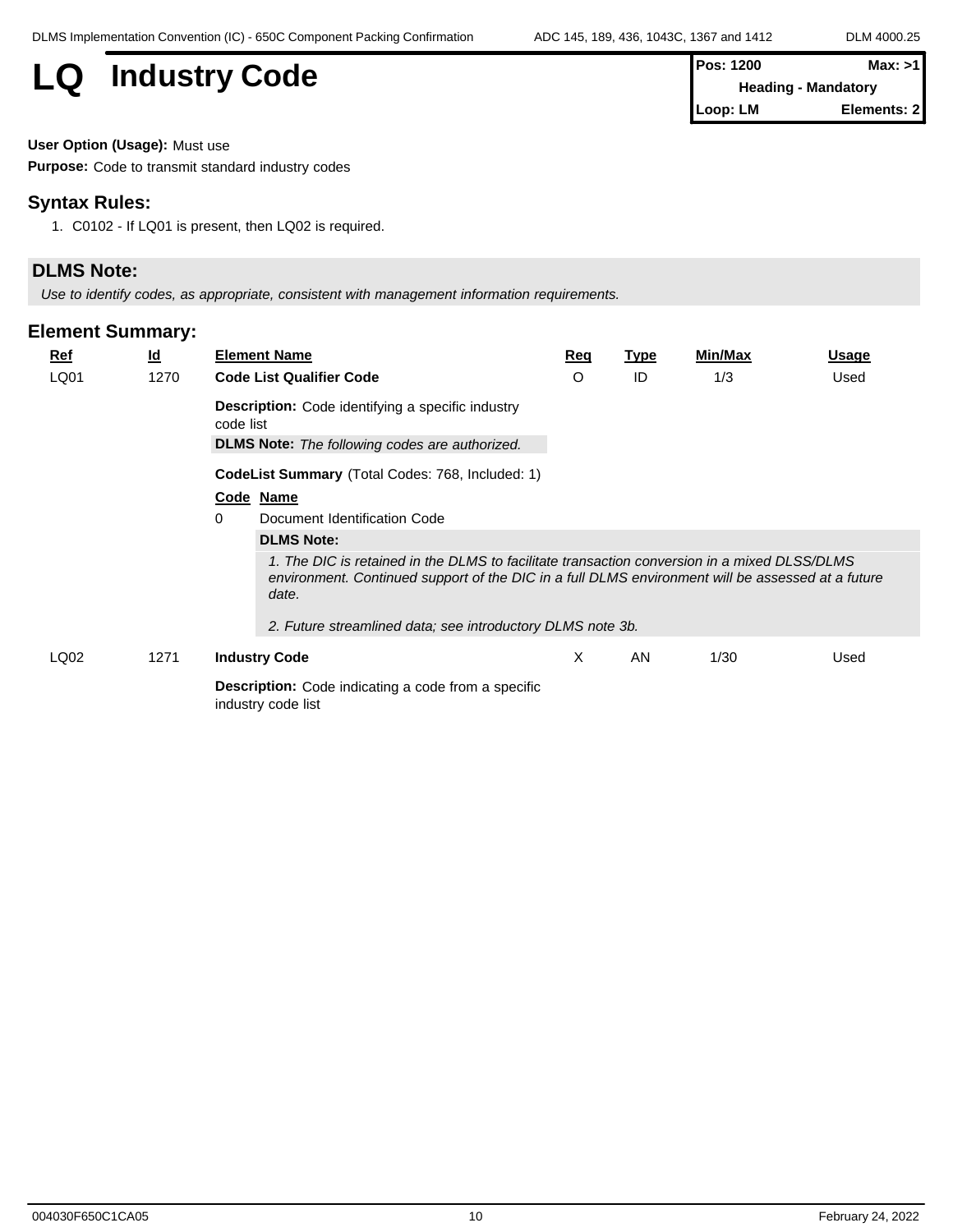# LQ Industry Code

| Pos: 1200 | Max: >1 |
|---|---|
| Heading - Mandatory | |
| Loop: LM | Elements: 2 |

**User Option (Usage):** Must use

**Purpose:** Code to transmit standard industry codes

## Syntax Rules:

1. C0102 - If LQ01 is present, then LQ02 is required.

## DLMS Note:

*Use to identify codes, as appropriate, consistent with management information requirements.*

## Element Summary:

| Ref | Id | Element Name | Req | Type | Min/Max | Usage |
|---|---|---|---|---|---|---|
| LQ01 | 1270 | **Code List Qualifier Code** | O | ID | 1/3 | Used |

**Description:** Code identifying a specific industry code list

**DLMS Note:** *The following codes are authorized.*

**CodeList Summary** (Total Codes: 768, Included: 1)

| Code | Name |
|---|---|
| 0 | Document Identification Code |

**DLMS Note:**

*1. The DIC is retained in the DLMS to facilitate transaction conversion in a mixed DLSS/DLMS environment. Continued support of the DIC in a full DLMS environment will be assessed at a future date.*

*2. Future streamlined data; see introductory DLMS note 3b.*

| Ref | Id | Element Name | Req | Type | Min/Max | Usage |
|---|---|---|---|---|---|---|
| LQ02 | 1271 | **Industry Code** | X | AN | 1/30 | Used |

**Description:** Code indicating a code from a specific industry code list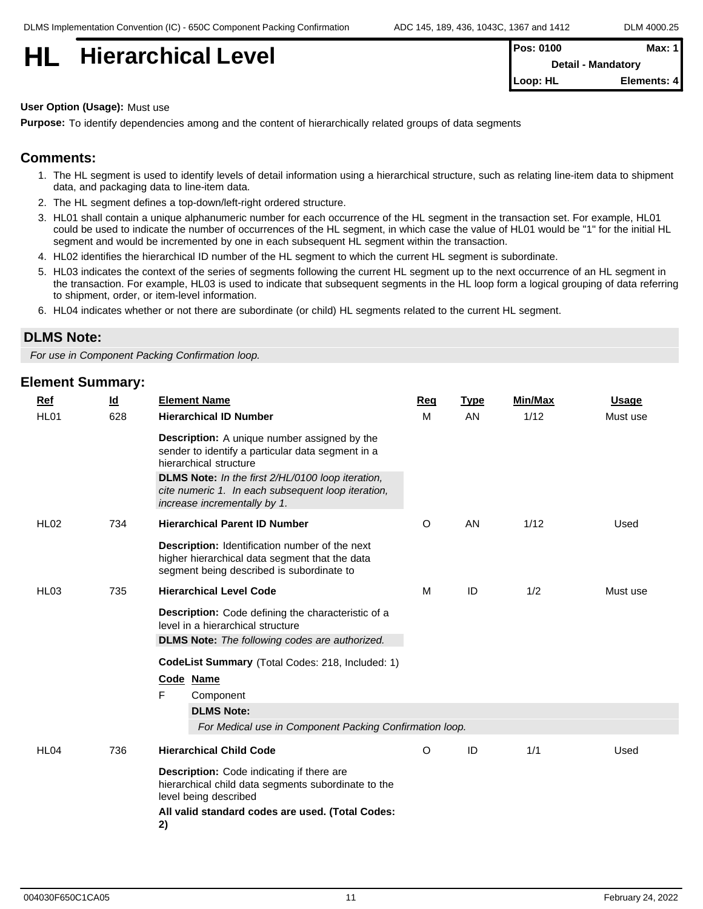# HL Hierarchical Level

| Pos: 0100 | Max: 1 |
|---|---|
| Detail - Mandatory | |
| Loop: HL | Elements: 4 |

**User Option (Usage):** Must use

**Purpose:** To identify dependencies among and the content of hierarchically related groups of data segments

## Comments:

1. The HL segment is used to identify levels of detail information using a hierarchical structure, such as relating line-item data to shipment data, and packaging data to line-item data.
2. The HL segment defines a top-down/left-right ordered structure.
3. HL01 shall contain a unique alphanumeric number for each occurrence of the HL segment in the transaction set. For example, HL01 could be used to indicate the number of occurrences of the HL segment, in which case the value of HL01 would be "1" for the initial HL segment and would be incremented by one in each subsequent HL segment within the transaction.
4. HL02 identifies the hierarchical ID number of the HL segment to which the current HL segment is subordinate.
5. HL03 indicates the context of the series of segments following the current HL segment up to the next occurrence of an HL segment in the transaction. For example, HL03 is used to indicate that subsequent segments in the HL loop form a logical grouping of data referring to shipment, order, or item-level information.
6. HL04 indicates whether or not there are subordinate (or child) HL segments related to the current HL segment.

## DLMS Note:

*For use in Component Packing Confirmation loop.*

## Element Summary:

| Ref | Id | Element Name | Req | Type | Min/Max | Usage |
|---|---|---|---|---|---|---|
| HL01 | 628 | **Hierarchical ID Number** | M | AN | 1/12 | Must use |
| | | **Description:** A unique number assigned by the sender to identify a particular data segment in a hierarchical structure<br>**DLMS Note:** *In the first 2/HL/0100 loop iteration, cite numeric 1. In each subsequent loop iteration, increase incrementally by 1.* | | | | |
| HL02 | 734 | **Hierarchical Parent ID Number** | O | AN | 1/12 | Used |
| | | **Description:** Identification number of the next higher hierarchical data segment that the data segment being described is subordinate to | | | | |
| HL03 | 735 | **Hierarchical Level Code** | M | ID | 1/2 | Must use |
| | | **Description:** Code defining the characteristic of a level in a hierarchical structure<br>**DLMS Note:** *The following codes are authorized.* | | | | |
| HL04 | 736 | **Hierarchical Child Code** | O | ID | 1/1 | Used |
| | | **Description:** Code indicating if there are hierarchical child data segments subordinate to the level being described<br>**All valid standard codes are used. (Total Codes: 2)** | | | | |

**HL03 CodeList Summary** (Total Codes: 218, Included: 1)

| Code | Name |
|---|---|
| F | Component<br>**DLMS Note:**<br>*For Medical use in Component Packing Confirmation loop.* |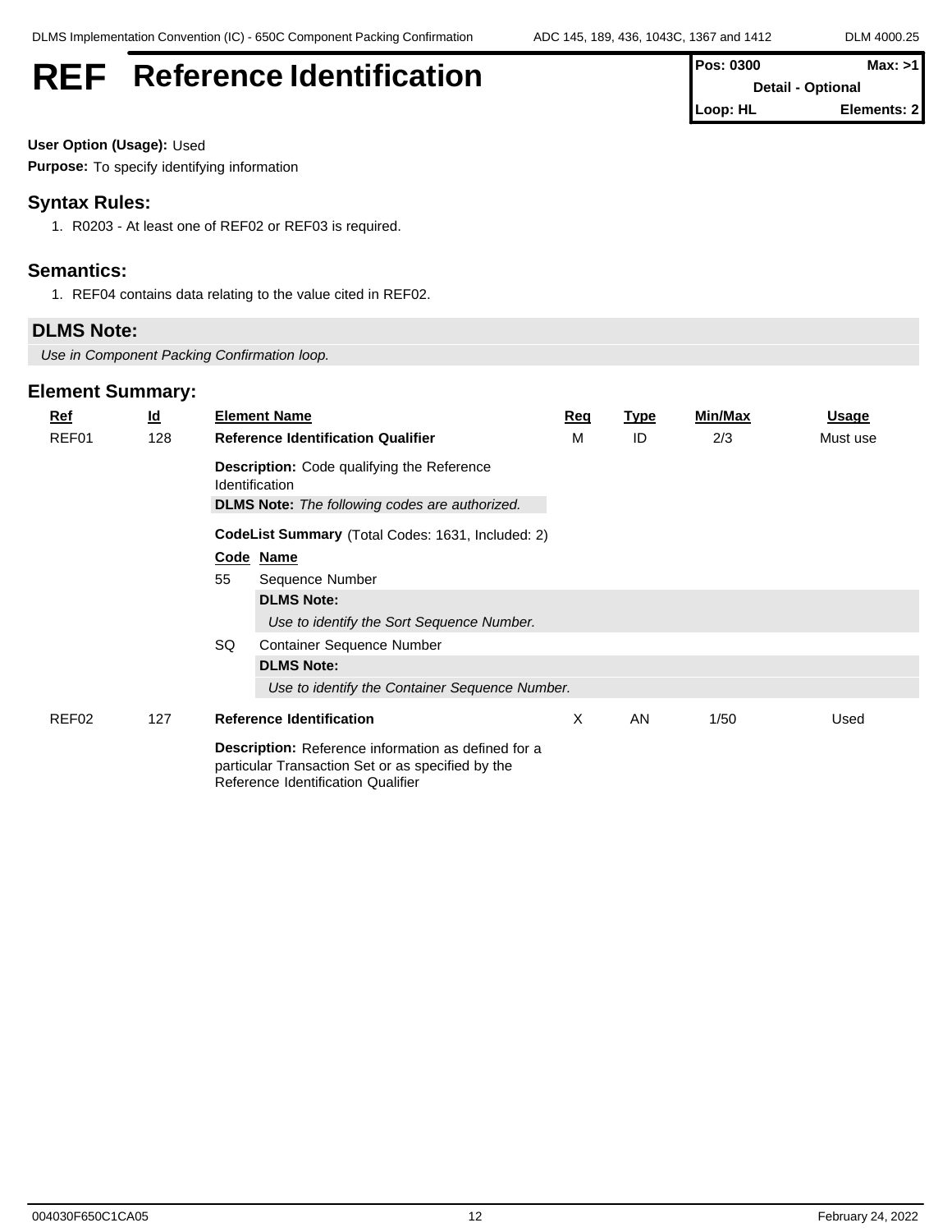# REF Reference Identification

| Pos: 0300 | Max: >1 |
|---|---|
| Detail - Optional | |
| Loop: HL | Elements: 2 |

**User Option (Usage):** Used

**Purpose:** To specify identifying information

## Syntax Rules:

1. R0203 - At least one of REF02 or REF03 is required.

## Semantics:

1. REF04 contains data relating to the value cited in REF02.

## DLMS Note:

*Use in Component Packing Confirmation loop.*

## Element Summary:

| Ref | Id | Element Name | Req | Type | Min/Max | Usage |
|---|---|---|---|---|---|---|
| REF01 | 128 | **Reference Identification Qualifier** | M | ID | 2/3 | Must use |
| REF02 | 127 | **Reference Identification** | X | AN | 1/50 | Used |

**REF01**

**Description:** Code qualifying the Reference Identification

**DLMS Note:** *The following codes are authorized.*

**CodeList Summary** (Total Codes: 1631, Included: 2)

| Code | Name |
|---|---|
| 55 | Sequence Number |
| | **DLMS Note:** *Use to identify the Sort Sequence Number.* |
| SQ | Container Sequence Number |
| | **DLMS Note:** *Use to identify the Container Sequence Number.* |

**REF02**

**Description:** Reference information as defined for a particular Transaction Set or as specified by the Reference Identification Qualifier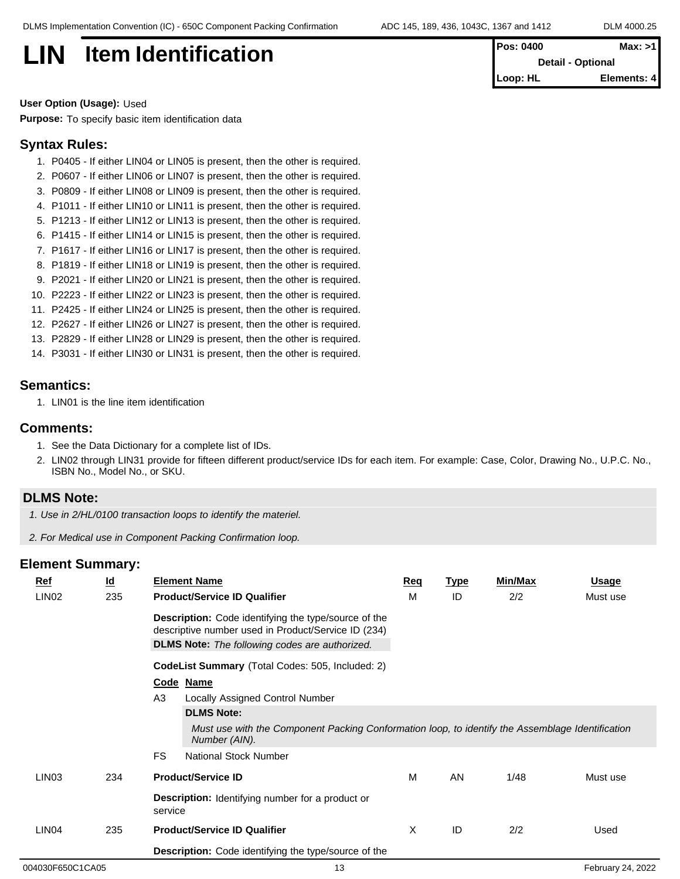# LIN Item Identification

| Pos: 0400 | Max: >1 |
|---|---|
| Detail - Optional | |
| Loop: HL | Elements: 4 |

**User Option (Usage):** Used

**Purpose:** To specify basic item identification data

## Syntax Rules:

1. P0405 - If either LIN04 or LIN05 is present, then the other is required.
2. P0607 - If either LIN06 or LIN07 is present, then the other is required.
3. P0809 - If either LIN08 or LIN09 is present, then the other is required.
4. P1011 - If either LIN10 or LIN11 is present, then the other is required.
5. P1213 - If either LIN12 or LIN13 is present, then the other is required.
6. P1415 - If either LIN14 or LIN15 is present, then the other is required.
7. P1617 - If either LIN16 or LIN17 is present, then the other is required.
8. P1819 - If either LIN18 or LIN19 is present, then the other is required.
9. P2021 - If either LIN20 or LIN21 is present, then the other is required.
10. P2223 - If either LIN22 or LIN23 is present, then the other is required.
11. P2425 - If either LIN24 or LIN25 is present, then the other is required.
12. P2627 - If either LIN26 or LIN27 is present, then the other is required.
13. P2829 - If either LIN28 or LIN29 is present, then the other is required.
14. P3031 - If either LIN30 or LIN31 is present, then the other is required.

## Semantics:

1. LIN01 is the line item identification

## Comments:

1. See the Data Dictionary for a complete list of IDs.
2. LIN02 through LIN31 provide for fifteen different product/service IDs for each item. For example: Case, Color, Drawing No., U.P.C. No., ISBN No., Model No., or SKU.

## DLMS Note:

*1. Use in 2/HL/0100 transaction loops to identify the materiel.*

*2. For Medical use in Component Packing Confirmation loop.*

## Element Summary:

| Ref | Id | Element Name | Req | Type | Min/Max | Usage |
|---|---|---|---|---|---|---|
| LIN02 | 235 | **Product/Service ID Qualifier** | M | ID | 2/2 | Must use |

**Description:** Code identifying the type/source of the descriptive number used in Product/Service ID (234)

**DLMS Note:** *The following codes are authorized.*

**CodeList Summary** (Total Codes: 505, Included: 2)

| Code | Name |
|---|---|
| A3 | Locally Assigned Control Number |
| | **DLMS Note:** *Must use with the Component Packing Conformation loop, to identify the Assemblage Identification Number (AIN).* |
| FS | National Stock Number |

| Ref | Id | Element Name | Req | Type | Min/Max | Usage |
|---|---|---|---|---|---|---|
| LIN03 | 234 | **Product/Service ID** | M | AN | 1/48 | Must use |

**Description:** Identifying number for a product or service

| Ref | Id | Element Name | Req | Type | Min/Max | Usage |
|---|---|---|---|---|---|---|
| LIN04 | 235 | **Product/Service ID Qualifier** | X | ID | 2/2 | Used |

**Description:** Code identifying the type/source of the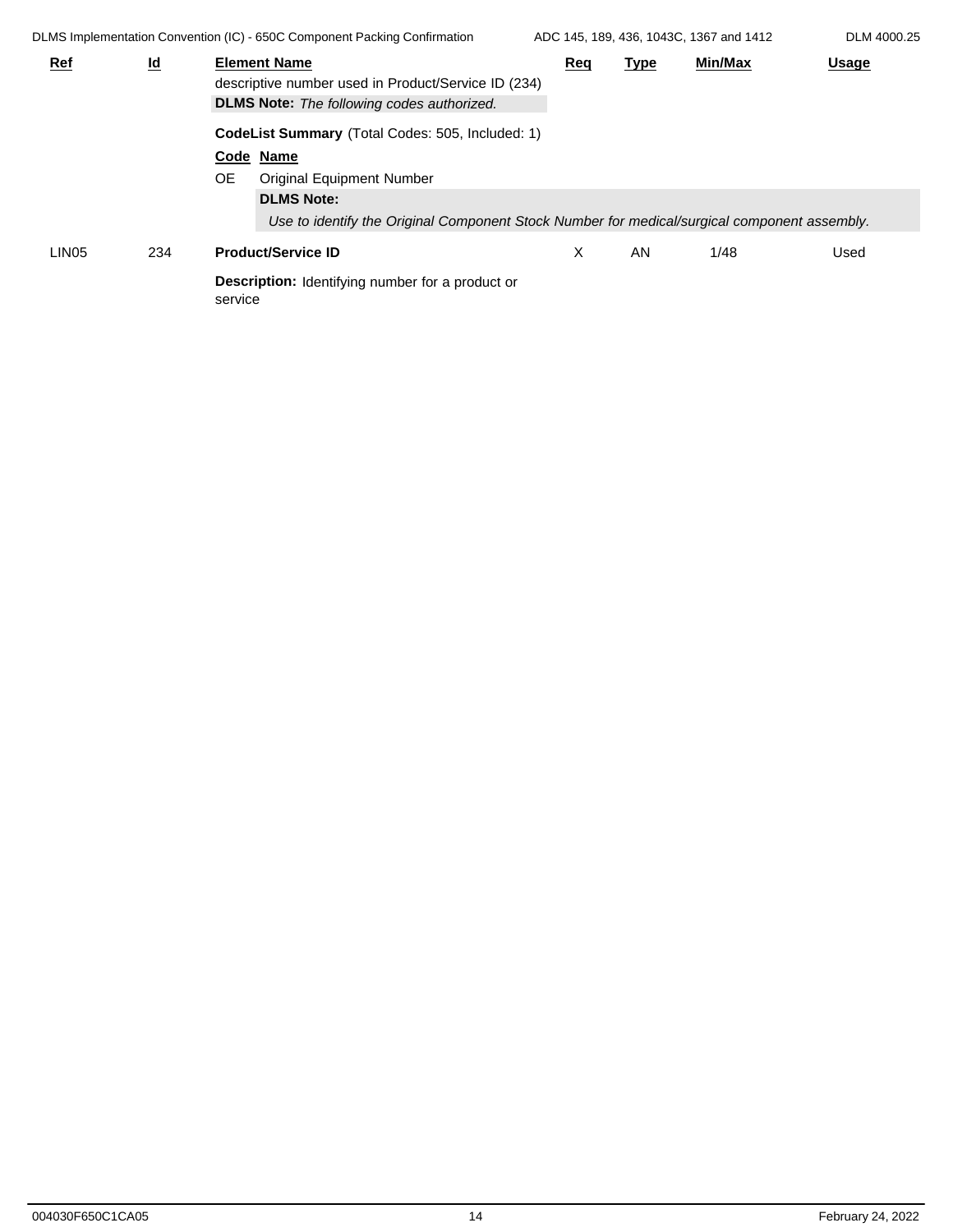| Ref | Id | Element Name | Req | Type | Min/Max | Usage |
|---|---|---|---|---|---|---|
| | | descriptive number used in Product/Service ID (234) | | | | |
| | | **DLMS Note:** *The following codes authorized.* | | | | |

**CodeList Summary** (Total Codes: 505, Included: 1)

| Code | Name |
|---|---|
| OE | Original Equipment Number |

**DLMS Note:**

*Use to identify the Original Component Stock Number for medical/surgical component assembly.*

| Ref | Id | Element Name | Req | Type | Min/Max | Usage |
|---|---|---|---|---|---|---|
| LIN05 | 234 | **Product/Service ID** | X | AN | 1/48 | Used |

**Description:** Identifying number for a product or service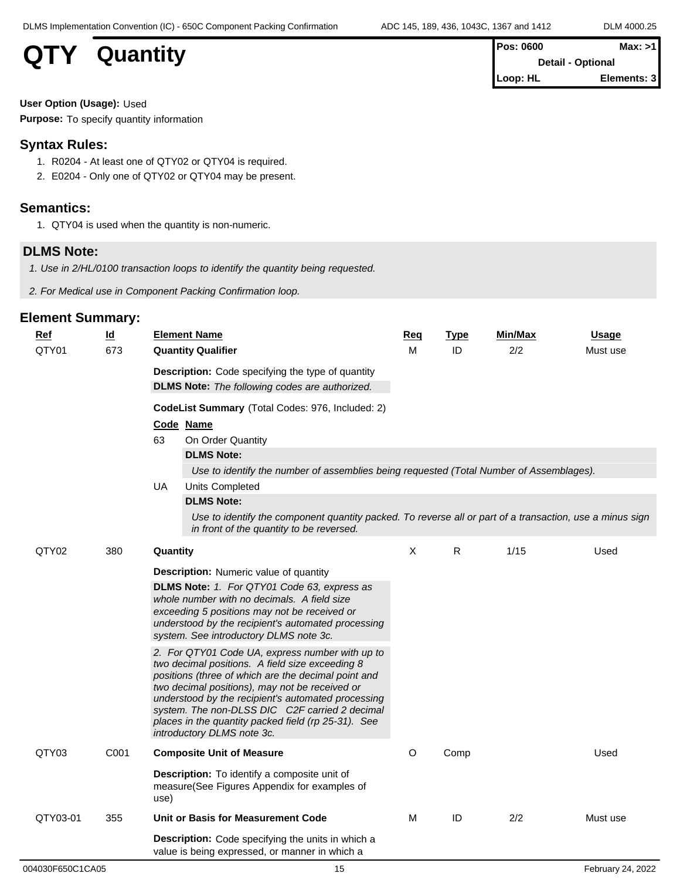# QTY Quantity

| Pos: 0600 | Max: >1 |
|---|---|
| Detail - Optional | |
| Loop: HL | Elements: 3 |

**User Option (Usage):** Used

**Purpose:** To specify quantity information

## Syntax Rules:

1. R0204 - At least one of QTY02 or QTY04 is required.
2. E0204 - Only one of QTY02 or QTY04 may be present.

## Semantics:

1. QTY04 is used when the quantity is non-numeric.

## DLMS Note:

*1. Use in 2/HL/0100 transaction loops to identify the quantity being requested.*

*2. For Medical use in Component Packing Confirmation loop.*

## Element Summary:

| Ref | Id | Element Name | Req | Type | Min/Max | Usage |
|---|---|---|---|---|---|---|
| QTY01 | 673 | **Quantity Qualifier** | M | ID | 2/2 | Must use |
| | | **Description:** Code specifying the type of quantity<br>**DLMS Note:** *The following codes are authorized.*<br>**CodeList Summary** (Total Codes: 976, Included: 2)<br>**Code Name**<br>63 On Order Quantity<br>**DLMS Note:** *Use to identify the number of assemblies being requested (Total Number of Assemblages).*<br>UA Units Completed<br>**DLMS Note:** *Use to identify the component quantity packed. To reverse all or part of a transaction, use a minus sign in front of the quantity to be reversed.* | | | | |
| QTY02 | 380 | **Quantity** | X | R | 1/15 | Used |
| | | **Description:** Numeric value of quantity<br>**DLMS Note:** *1. For QTY01 Code 63, express as whole number with no decimals. A field size exceeding 5 positions may not be received or understood by the recipient's automated processing system. See introductory DLMS note 3c.*<br>*2. For QTY01 Code UA, express number with up to two decimal positions. A field size exceeding 8 positions (three of which are the decimal point and two decimal positions), may not be received or understood by the recipient's automated processing system. The non-DLSS DIC C2F carried 2 decimal places in the quantity packed field (rp 25-31). See introductory DLMS note 3c.* | | | | |
| QTY03 | C001 | **Composite Unit of Measure** | O | Comp | | Used |
| | | **Description:** To identify a composite unit of measure(See Figures Appendix for examples of use) | | | | |
| QTY03-01 | 355 | **Unit or Basis for Measurement Code** | M | ID | 2/2 | Must use |
| | | **Description:** Code specifying the units in which a value is being expressed, or manner in which a | | | | |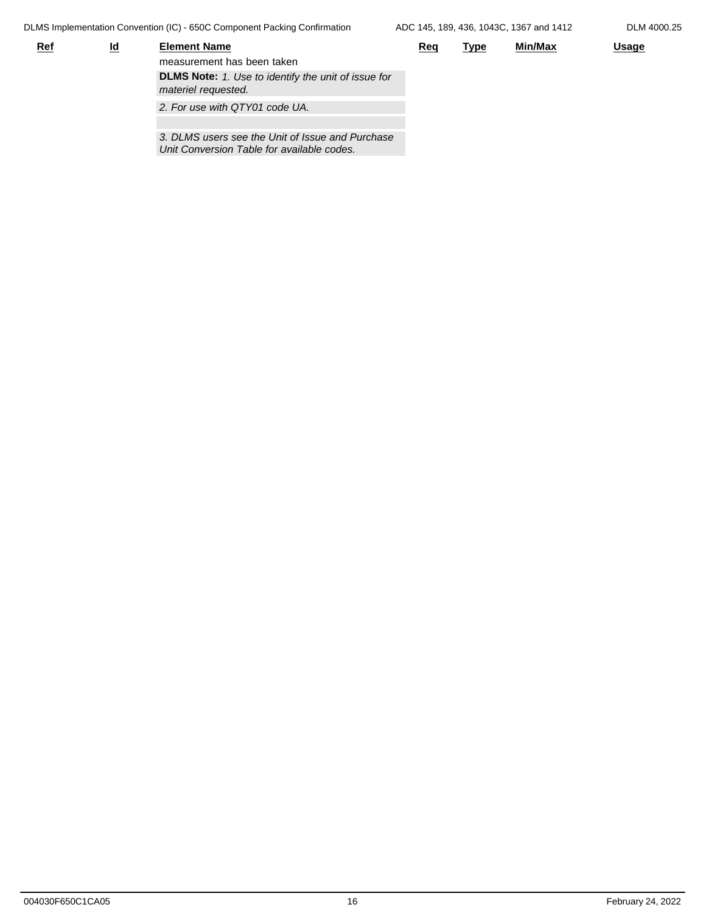| Ref | Id | Element Name | Req | Type | Min/Max | Usage |
|---|---|---|---|---|---|---|
| | | measurement has been taken | | | | |
| | | **DLMS Note:** *1. Use to identify the unit of issue for materiel requested.* | | | | |
| | | *2. For use with QTY01 code UA.* | | | | |
| | | *3. DLMS users see the Unit of Issue and Purchase Unit Conversion Table for available codes.* | | | | |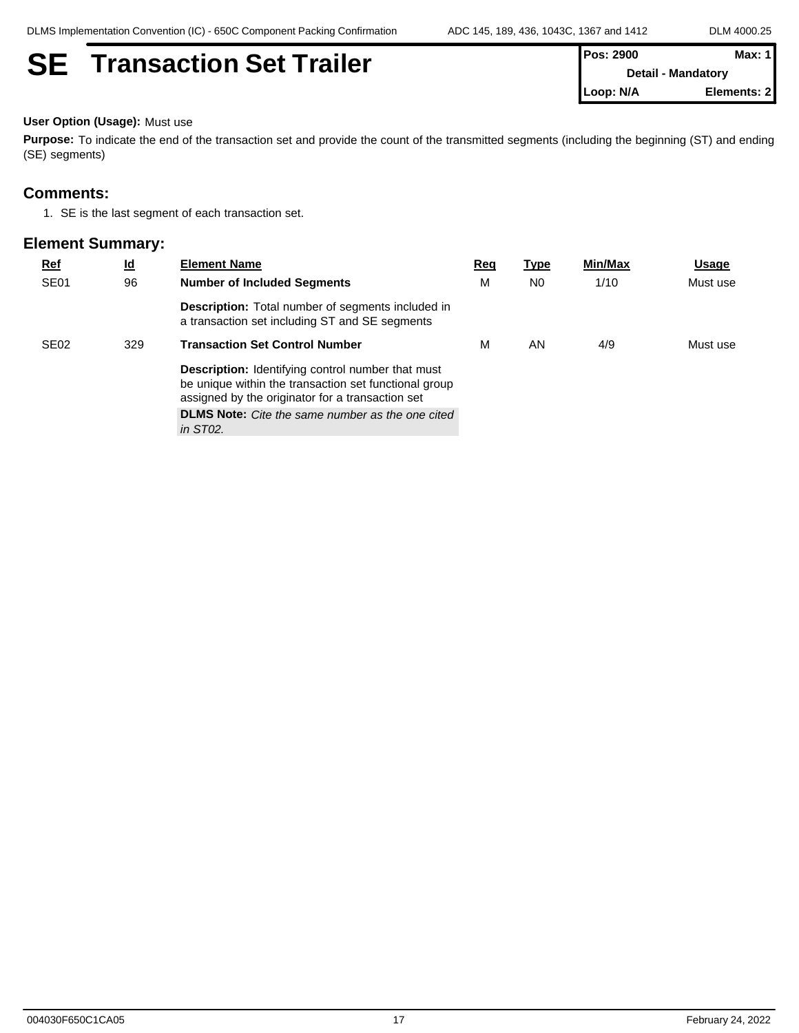# SE Transaction Set Trailer

| Pos: 2900 | Max: 1 |
|---|---|
| Detail - Mandatory | |
| Loop: N/A | Elements: 2 |

**User Option (Usage):** Must use

**Purpose:** To indicate the end of the transaction set and provide the count of the transmitted segments (including the beginning (ST) and ending (SE) segments)

## Comments:

1. SE is the last segment of each transaction set.

## Element Summary:

| Ref | Id | Element Name | Req | Type | Min/Max | Usage |
|---|---|---|---|---|---|---|
| SE01 | 96 | **Number of Included Segments**<br><br>**Description:** Total number of segments included in a transaction set including ST and SE segments | M | N0 | 1/10 | Must use |
| SE02 | 329 | **Transaction Set Control Number**<br><br>**Description:** Identifying control number that must be unique within the transaction set functional group assigned by the originator for a transaction set<br>**DLMS Note:** *Cite the same number as the one cited in ST02.* | M | AN | 4/9 | Must use |